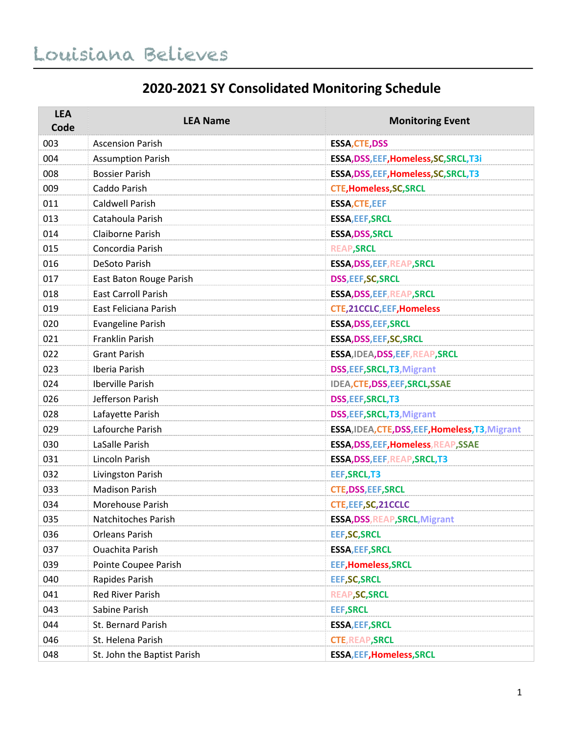Louisiana Believes

# 2020-2021 SY Consolidated Monitoring Schedule

| LEA Code | LEA Name | Monitoring Event |
|---|---|---|
| 003 | Ascension Parish | ESSA,CTE,DSS |
| 004 | Assumption Parish | ESSA,DSS,EEF,Homeless,SC,SRCL,T3i |
| 008 | Bossier Parish | ESSA,DSS,EEF,Homeless,SC,SRCL,T3 |
| 009 | Caddo Parish | CTE,Homeless,SC,SRCL |
| 011 | Caldwell Parish | ESSA,CTE,EEF |
| 013 | Catahoula Parish | ESSA,EEF,SRCL |
| 014 | Claiborne Parish | ESSA,DSS,SRCL |
| 015 | Concordia Parish | REAP,SRCL |
| 016 | DeSoto Parish | ESSA,DSS,EEF,REAP,SRCL |
| 017 | East Baton Rouge Parish | DSS,EEF,SC,SRCL |
| 018 | East Carroll Parish | ESSA,DSS,EEF,REAP,SRCL |
| 019 | East Feliciana Parish | CTE,21CCLC,EEF,Homeless |
| 020 | Evangeline Parish | ESSA,DSS,EEF,SRCL |
| 021 | Franklin Parish | ESSA,DSS,EEF,SC,SRCL |
| 022 | Grant Parish | ESSA,IDEA,DSS,EEF,REAP,SRCL |
| 023 | Iberia Parish | DSS,EEF,SRCL,T3,Migrant |
| 024 | Iberville Parish | IDEA,CTE,DSS,EEF,SRCL,SSAE |
| 026 | Jefferson Parish | DSS,EEF,SRCL,T3 |
| 028 | Lafayette Parish | DSS,EEF,SRCL,T3,Migrant |
| 029 | Lafourche Parish | ESSA,IDEA,CTE,DSS,EEF,Homeless,T3,Migrant |
| 030 | LaSalle Parish | ESSA,DSS,EEF,Homeless,REAP,SSAE |
| 031 | Lincoln Parish | ESSA,DSS,EEF,REAP,SRCL,T3 |
| 032 | Livingston Parish | EEF,SRCL,T3 |
| 033 | Madison Parish | CTE,DSS,EEF,SRCL |
| 034 | Morehouse Parish | CTE,EEF,SC,21CCLC |
| 035 | Natchitoches Parish | ESSA,DSS,REAP,SRCL,Migrant |
| 036 | Orleans Parish | EEF,SC,SRCL |
| 037 | Ouachita Parish | ESSA,EEF,SRCL |
| 039 | Pointe Coupee Parish | EEF,Homeless,SRCL |
| 040 | Rapides Parish | EEF,SC,SRCL |
| 041 | Red River Parish | REAP,SC,SRCL |
| 043 | Sabine Parish | EEF,SRCL |
| 044 | St. Bernard Parish | ESSA,EEF,SRCL |
| 046 | St. Helena Parish | CTE,REAP,SRCL |
| 048 | St. John the Baptist Parish | ESSA,EEF,Homeless,SRCL |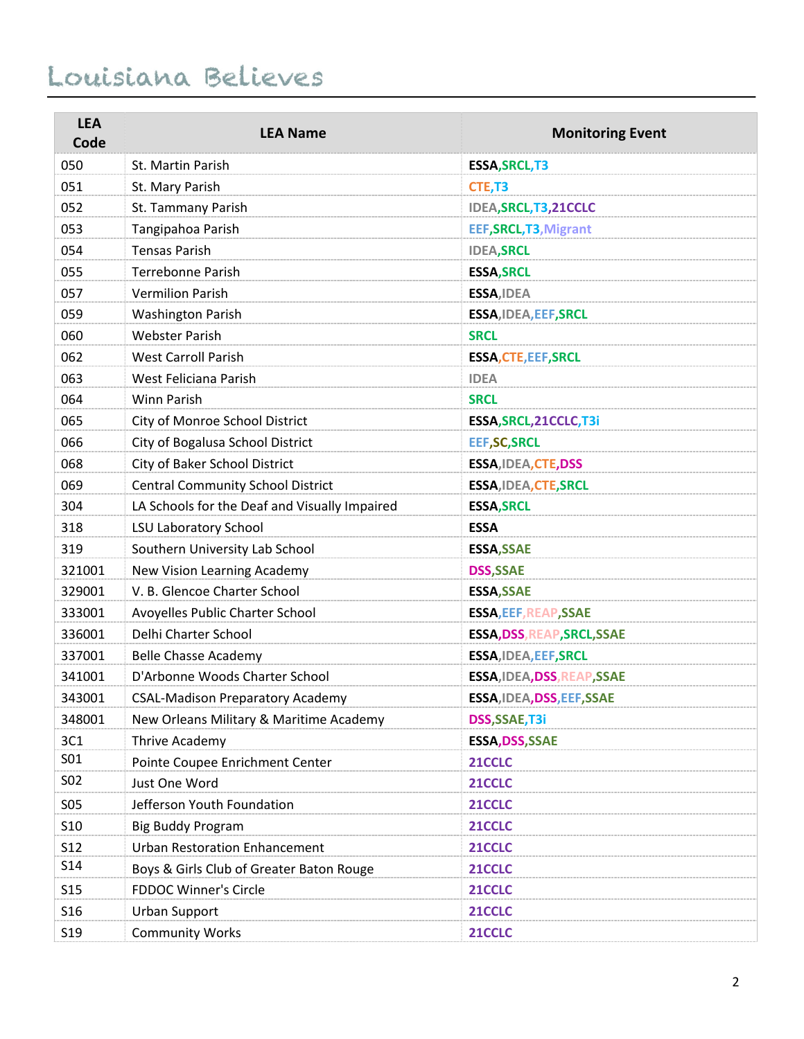| LEA Code | LEA Name | Monitoring Event |
|---|---|---|
| 050 | St. Martin Parish | ESSA,SRCL,T3 |
| 051 | St. Mary Parish | CTE,T3 |
| 052 | St. Tammany Parish | IDEA,SRCL,T3,21CCLC |
| 053 | Tangipahoa Parish | EEF,SRCL,T3,Migrant |
| 054 | Tensas Parish | IDEA,SRCL |
| 055 | Terrebonne Parish | ESSA,SRCL |
| 057 | Vermilion Parish | ESSA,IDEA |
| 059 | Washington Parish | ESSA,IDEA,EEF,SRCL |
| 060 | Webster Parish | SRCL |
| 062 | West Carroll Parish | ESSA,CTE,EEF,SRCL |
| 063 | West Feliciana Parish | IDEA |
| 064 | Winn Parish | SRCL |
| 065 | City of Monroe School District | ESSA,SRCL,21CCLC,T3i |
| 066 | City of Bogalusa School District | EEF,SC,SRCL |
| 068 | City of Baker School District | ESSA,IDEA,CTE,DSS |
| 069 | Central Community School District | ESSA,IDEA,CTE,SRCL |
| 304 | LA Schools for the Deaf and Visually Impaired | ESSA,SRCL |
| 318 | LSU Laboratory School | ESSA |
| 319 | Southern University Lab School | ESSA,SSAE |
| 321001 | New Vision Learning Academy | DSS,SSAE |
| 329001 | V. B. Glencoe Charter School | ESSA,SSAE |
| 333001 | Avoyelles Public Charter School | ESSA,EEF,REAP,SSAE |
| 336001 | Delhi Charter School | ESSA,DSS,REAP,SRCL,SSAE |
| 337001 | Belle Chasse Academy | ESSA,IDEA,EEF,SRCL |
| 341001 | D'Arbonne Woods Charter School | ESSA,IDEA,DSS,REAP,SSAE |
| 343001 | CSAL-Madison Preparatory Academy | ESSA,IDEA,DSS,EEF,SSAE |
| 348001 | New Orleans Military & Maritime Academy | DSS,SSAE,T3i |
| 3C1 | Thrive Academy | ESSA,DSS,SSAE |
| S01 | Pointe Coupee Enrichment Center | 21CCLC |
| S02 | Just One Word | 21CCLC |
| S05 | Jefferson Youth Foundation | 21CCLC |
| S10 | Big Buddy Program | 21CCLC |
| S12 | Urban Restoration Enhancement | 21CCLC |
| S14 | Boys & Girls Club of Greater Baton Rouge | 21CCLC |
| S15 | FDDOC Winner's Circle | 21CCLC |
| S16 | Urban Support | 21CCLC |
| S19 | Community Works | 21CCLC |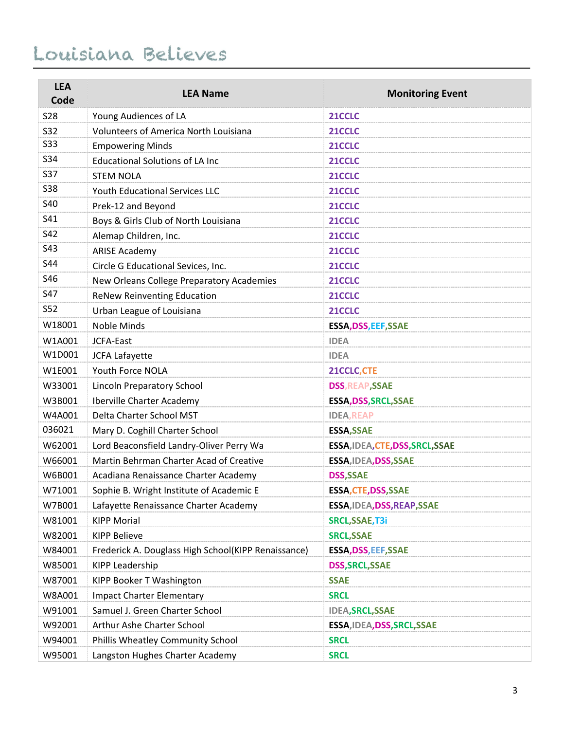| LEA Code | LEA Name | Monitoring Event |
|---|---|---|
| S28 | Young Audiences of LA | 21CCLC |
| S32 | Volunteers of America North Louisiana | 21CCLC |
| S33 | Empowering Minds | 21CCLC |
| S34 | Educational Solutions of LA Inc | 21CCLC |
| S37 | STEM NOLA | 21CCLC |
| S38 | Youth Educational Services LLC | 21CCLC |
| S40 | Prek-12 and Beyond | 21CCLC |
| S41 | Boys & Girls Club of North Louisiana | 21CCLC |
| S42 | Alemap Children, Inc. | 21CCLC |
| S43 | ARISE Academy | 21CCLC |
| S44 | Circle G Educational Sevices, Inc. | 21CCLC |
| S46 | New Orleans College Preparatory Academies | 21CCLC |
| S47 | ReNew Reinventing Education | 21CCLC |
| S52 | Urban League of Louisiana | 21CCLC |
| W18001 | Noble Minds | ESSA,DSS,EEF,SSAE |
| W1A001 | JCFA-East | IDEA |
| W1D001 | JCFA Lafayette | IDEA |
| W1E001 | Youth Force NOLA | 21CCLC,CTE |
| W33001 | Lincoln Preparatory School | DSS,REAP,SSAE |
| W3B001 | Iberville Charter Academy | ESSA,DSS,SRCL,SSAE |
| W4A001 | Delta Charter School MST | IDEA,REAP |
| 036021 | Mary D. Coghill Charter School | ESSA,SSAE |
| W62001 | Lord Beaconsfield Landry-Oliver Perry Wa | ESSA,IDEA,CTE,DSS,SRCL,SSAE |
| W66001 | Martin Behrman Charter Acad of Creative | ESSA,IDEA,DSS,SSAE |
| W6B001 | Acadiana Renaissance Charter Academy | DSS,SSAE |
| W71001 | Sophie B. Wright Institute of Academic E | ESSA,CTE,DSS,SSAE |
| W7B001 | Lafayette Renaissance Charter Academy | ESSA,IDEA,DSS,REAP,SSAE |
| W81001 | KIPP Morial | SRCL,SSAE,T3i |
| W82001 | KIPP Believe | SRCL,SSAE |
| W84001 | Frederick A. Douglass High School(KIPP Renaissance) | ESSA,DSS,EEF,SSAE |
| W85001 | KIPP Leadership | DSS,SRCL,SSAE |
| W87001 | KIPP Booker T Washington | SSAE |
| W8A001 | Impact Charter Elementary | SRCL |
| W91001 | Samuel J. Green Charter School | IDEA,SRCL,SSAE |
| W92001 | Arthur Ashe Charter School | ESSA,IDEA,DSS,SRCL,SSAE |
| W94001 | Phillis Wheatley Community School | SRCL |
| W95001 | Langston Hughes Charter Academy | SRCL |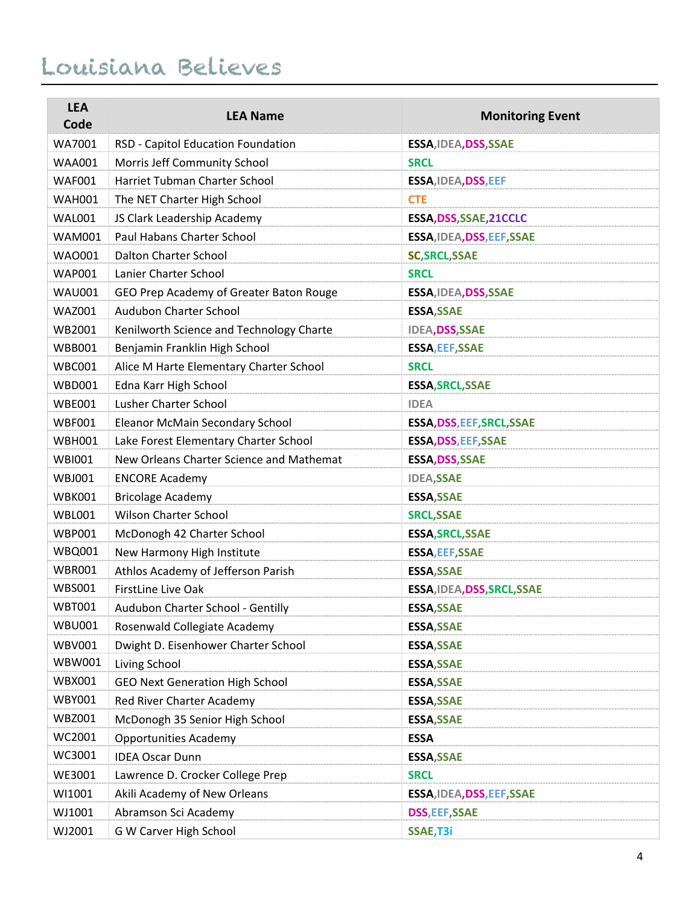| LEA Code | LEA Name | Monitoring Event |
| --- | --- | --- |
| WA7001 | RSD - Capitol Education Foundation | ESSA,IDEA,DSS,SSAE |
| WAA001 | Morris Jeff Community School | SRCL |
| WAF001 | Harriet Tubman Charter School | ESSA,IDEA,DSS,EEF |
| WAH001 | The NET Charter High School | CTE |
| WAL001 | JS Clark Leadership Academy | ESSA,DSS,SSAE,21CCLC |
| WAM001 | Paul Habans Charter School | ESSA,IDEA,DSS,EEF,SSAE |
| WAO001 | Dalton Charter School | SC,SRCL,SSAE |
| WAP001 | Lanier Charter School | SRCL |
| WAU001 | GEO Prep Academy of Greater Baton Rouge | ESSA,IDEA,DSS,SSAE |
| WAZ001 | Audubon Charter School | ESSA,SSAE |
| WB2001 | Kenilworth Science and Technology Charte | IDEA,DSS,SSAE |
| WBB001 | Benjamin Franklin High School | ESSA,EEF,SSAE |
| WBC001 | Alice M Harte Elementary Charter School | SRCL |
| WBD001 | Edna Karr High School | ESSA,SRCL,SSAE |
| WBE001 | Lusher Charter School | IDEA |
| WBF001 | Eleanor McMain Secondary School | ESSA,DSS,EEF,SRCL,SSAE |
| WBH001 | Lake Forest Elementary Charter School | ESSA,DSS,EEF,SSAE |
| WBI001 | New Orleans Charter Science and Mathemat | ESSA,DSS,SSAE |
| WBJ001 | ENCORE Academy | IDEA,SSAE |
| WBK001 | Bricolage Academy | ESSA,SSAE |
| WBL001 | Wilson Charter School | SRCL,SSAE |
| WBP001 | McDonogh 42 Charter School | ESSA,SRCL,SSAE |
| WBQ001 | New Harmony High Institute | ESSA,EEF,SSAE |
| WBR001 | Athlos Academy of Jefferson Parish | ESSA,SSAE |
| WBS001 | FirstLine Live Oak | ESSA,IDEA,DSS,SRCL,SSAE |
| WBT001 | Audubon Charter School - Gentilly | ESSA,SSAE |
| WBU001 | Rosenwald Collegiate Academy | ESSA,SSAE |
| WBV001 | Dwight D. Eisenhower Charter School | ESSA,SSAE |
| WBW001 | Living School | ESSA,SSAE |
| WBX001 | GEO Next Generation High School | ESSA,SSAE |
| WBY001 | Red River Charter Academy | ESSA,SSAE |
| WBZ001 | McDonogh 35 Senior High School | ESSA,SSAE |
| WC2001 | Opportunities Academy | ESSA |
| WC3001 | IDEA Oscar Dunn | ESSA,SSAE |
| WE3001 | Lawrence D. Crocker College Prep | SRCL |
| WI1001 | Akili Academy of New Orleans | ESSA,IDEA,DSS,EEF,SSAE |
| WJ1001 | Abramson Sci Academy | DSS,EEF,SSAE |
| WJ2001 | G W Carver High School | SSAE,T3i |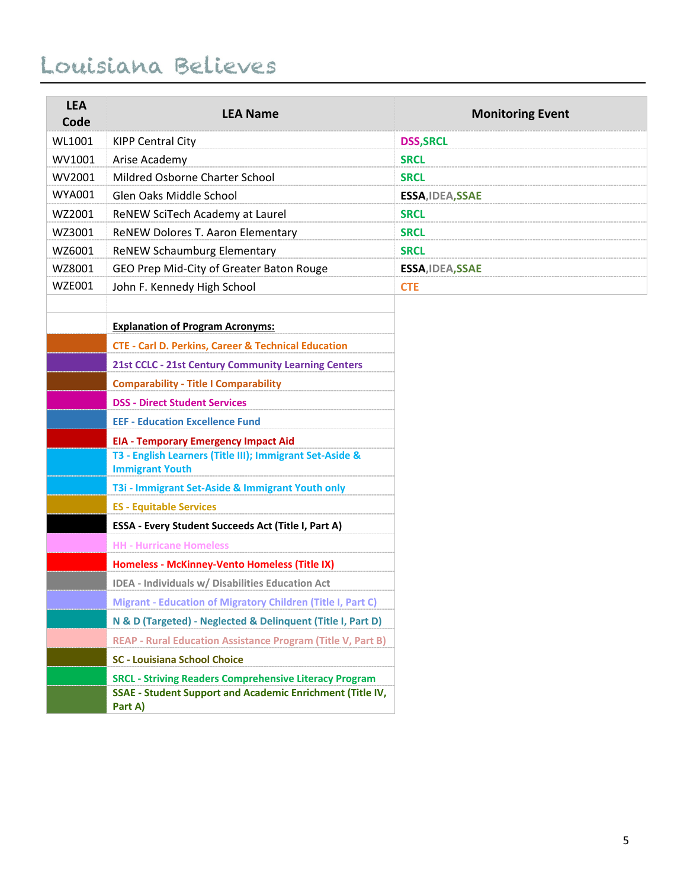| LEA Code | LEA Name | Monitoring Event |
|---|---|---|
| WL1001 | KIPP Central City | DSS,SRCL |
| WV1001 | Arise Academy | SRCL |
| WV2001 | Mildred Osborne Charter School | SRCL |
| WYA001 | Glen Oaks Middle School | ESSA,IDEA,SSAE |
| WZ2001 | ReNEW SciTech Academy at Laurel | SRCL |
| WZ3001 | ReNEW Dolores T. Aaron Elementary | SRCL |
| WZ6001 | ReNEW Schaumburg Elementary | SRCL |
| WZ8001 | GEO Prep Mid-City of Greater Baton Rouge | ESSA,IDEA,SSAE |
| WZE001 | John F. Kennedy High School | CTE |

**Explanation of Program Acronyms:**

- CTE - Carl D. Perkins, Career & Technical Education
- 21st CCLC - 21st Century Community Learning Centers
- Comparability - Title I Comparability
- DSS - Direct Student Services
- EEF - Education Excellence Fund
- EIA - Temporary Emergency Impact Aid
- T3 - English Learners (Title III); Immigrant Set-Aside & Immigrant Youth
- T3i - Immigrant Set-Aside & Immigrant Youth only
- ES - Equitable Services
- ESSA - Every Student Succeeds Act (Title I, Part A)
- HH - Hurricane Homeless
- Homeless - McKinney-Vento Homeless (Title IX)
- IDEA - Individuals w/ Disabilities Education Act
- Migrant - Education of Migratory Children (Title I, Part C)
- N & D (Targeted) - Neglected & Delinquent (Title I, Part D)
- REAP - Rural Education Assistance Program (Title V, Part B)
- SC - Louisiana School Choice
- SRCL - Striving Readers Comprehensive Literacy Program
- SSAE - Student Support and Academic Enrichment (Title IV, Part A)